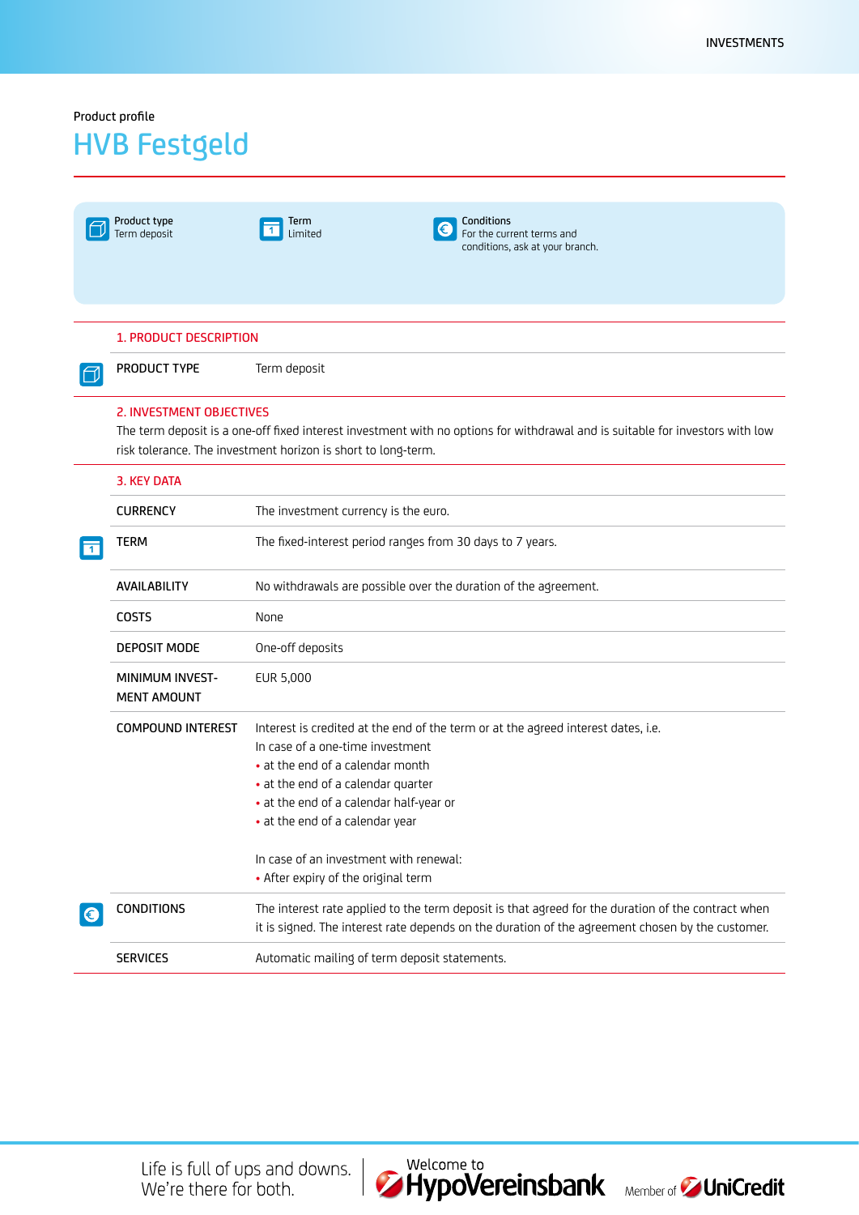INVESTMENTS

Product profile

# HVB Festgeld

| Product type | Term | Conditions |
|---|---|---|
| Term deposit | Limited | For the current terms and conditions, ask at your branch. |

## 1. PRODUCT DESCRIPTION

| | |
|---|---|
| PRODUCT TYPE | Term deposit |

## 2. INVESTMENT OBJECTIVES

The term deposit is a one-off fixed interest investment with no options for withdrawal and is suitable for investors with low risk tolerance. The investment horizon is short to long-term.

## 3. KEY DATA

| | |
|---|---|
| CURRENCY | The investment currency is the euro. |
| TERM | The fixed-interest period ranges from 30 days to 7 years. |
| AVAILABILITY | No withdrawals are possible over the duration of the agreement. |
| COSTS | None |
| DEPOSIT MODE | One-off deposits |
| MINIMUM INVEST-MENT AMOUNT | EUR 5,000 |
| COMPOUND INTEREST | Interest is credited at the end of the term or at the agreed interest dates, i.e.<br>In case of a one-time investment<br>• at the end of a calendar month<br>• at the end of a calendar quarter<br>• at the end of a calendar half-year or<br>• at the end of a calendar year<br><br>In case of an investment with renewal:<br>• After expiry of the original term |
| CONDITIONS | The interest rate applied to the term deposit is that agreed for the duration of the contract when it is signed. The interest rate depends on the duration of the agreement chosen by the customer. |
| SERVICES | Automatic mailing of term deposit statements. |

Life is full of ups and downs. We're there for both.

Welcome to HypoVereinsbank Member of UniCredit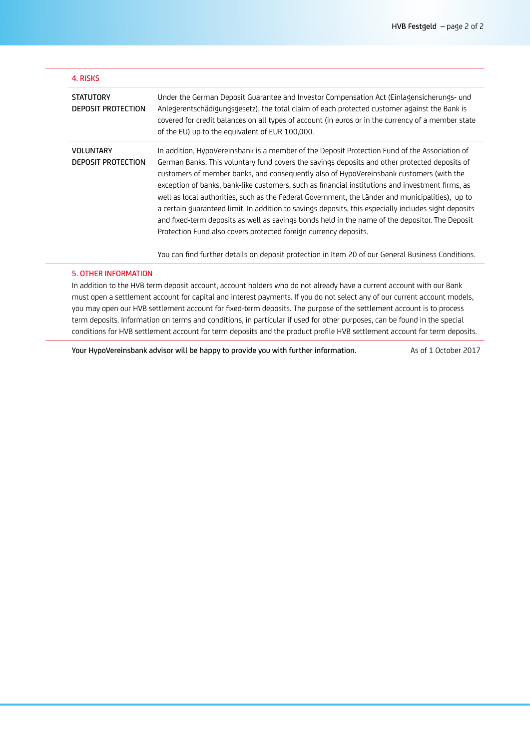## 4. RISKS

| | |
|---|---|
| **STATUTORY DEPOSIT PROTECTION** | Under the German Deposit Guarantee and Investor Compensation Act (Einlagensicherungs- und Anlegerentschädigungsgesetz), the total claim of each protected customer against the Bank is covered for credit balances on all types of account (in euros or in the currency of a member state of the EU) up to the equivalent of EUR 100,000. |
| **VOLUNTARY DEPOSIT PROTECTION** | In addition, HypoVereinsbank is a member of the Deposit Protection Fund of the Association of German Banks. This voluntary fund covers the savings deposits and other protected deposits of customers of member banks, and consequently also of HypoVereinsbank customers (with the exception of banks, bank-like customers, such as financial institutions and investment firms, as well as local authorities, such as the Federal Government, the Länder and municipalities), up to a certain guaranteed limit. In addition to savings deposits, this especially includes sight deposits and fixed-term deposits as well as savings bonds held in the name of the depositor. The Deposit Protection Fund also covers protected foreign currency deposits.<br><br>You can find further details on deposit protection in Item 20 of our General Business Conditions. |

## 5. OTHER INFORMATION

In addition to the HVB term deposit account, account holders who do not already have a current account with our Bank must open a settlement account for capital and interest payments. If you do not select any of our current account models, you may open our HVB settlement account for fixed-term deposits. The purpose of the settlement account is to process term deposits. Information on terms and conditions, in particular if used for other purposes, can be found in the special conditions for HVB settlement account for term deposits and the product profile HVB settlement account for term deposits.

**Your HypoVereinsbank advisor will be happy to provide you with further information.**

As of 1 October 2017